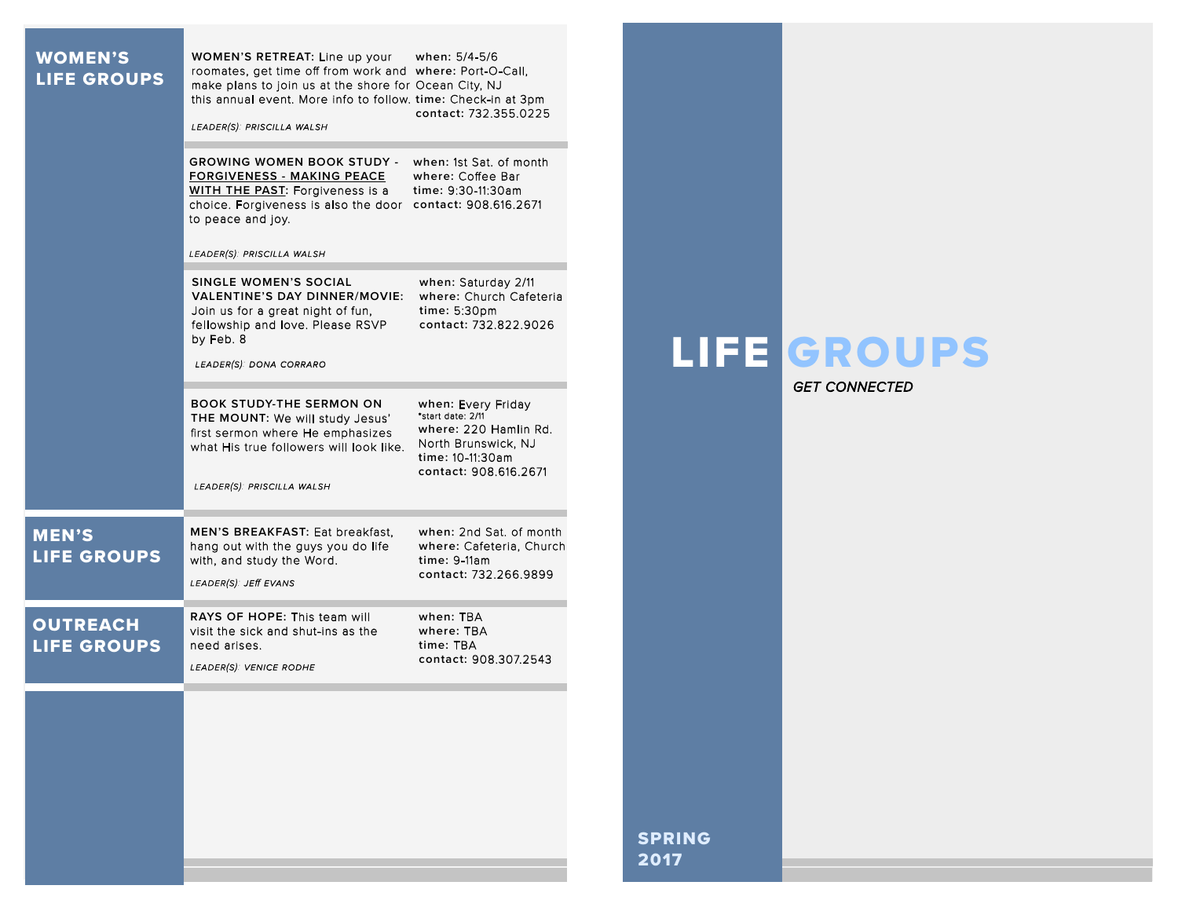## WOMEN'S LIFE GROUPS

**WOMEN'S RETREAT:** Line up your roomates, get time off from work and make plans to join us at the shore for this annual event. More info to follow.

**when:** 5/4-5/6
**where:** Port-O-Call, Ocean City, NJ
**time:** Check-in at 3pm
**contact:** 732.355.0225

*LEADER(S): PRISCILLA WALSH*

**GROWING WOMEN BOOK STUDY - FORGIVENESS - MAKING PEACE WITH THE PAST:** Forgiveness is a choice. Forgiveness is also the door to peace and joy.

**when:** 1st Sat. of month
**where:** Coffee Bar
**time:** 9:30-11:30am
**contact:** 908.616.2671

*LEADER(S): PRISCILLA WALSH*

**SINGLE WOMEN'S SOCIAL VALENTINE'S DAY DINNER/MOVIE:** Join us for a great night of fun, fellowship and love. Please RSVP by Feb. 8

**when:** Saturday 2/11
**where:** Church Cafeteria
**time:** 5:30pm
**contact:** 732.822.9026

*LEADER(S): DONA CORRARO*

**BOOK STUDY-THE SERMON ON THE MOUNT:** We will study Jesus' first sermon where He emphasizes what His true followers will look like.

**when:** Every Friday
*start date: 2/11
**where:** 220 Hamlin Rd. North Brunswick, NJ
**time:** 10-11:30am
**contact:** 908.616.2671

*LEADER(S): PRISCILLA WALSH*

## MEN'S LIFE GROUPS

**MEN'S BREAKFAST:** Eat breakfast, hang out with the guys you do life with, and study the Word.

**when:** 2nd Sat. of month
**where:** Cafeteria, Church
**time:** 9-11am
**contact:** 732.266.9899

*LEADER(S): JEFF EVANS*

## OUTREACH LIFE GROUPS

**RAYS OF HOPE:** This team will visit the sick and shut-ins as the need arises.

**when:** TBA
**where:** TBA
**time:** TBA
**contact:** 908.307.2543

*LEADER(S): VENICE RODHE*

# LIFE GROUPS

*GET CONNECTED*

**SPRING 2017**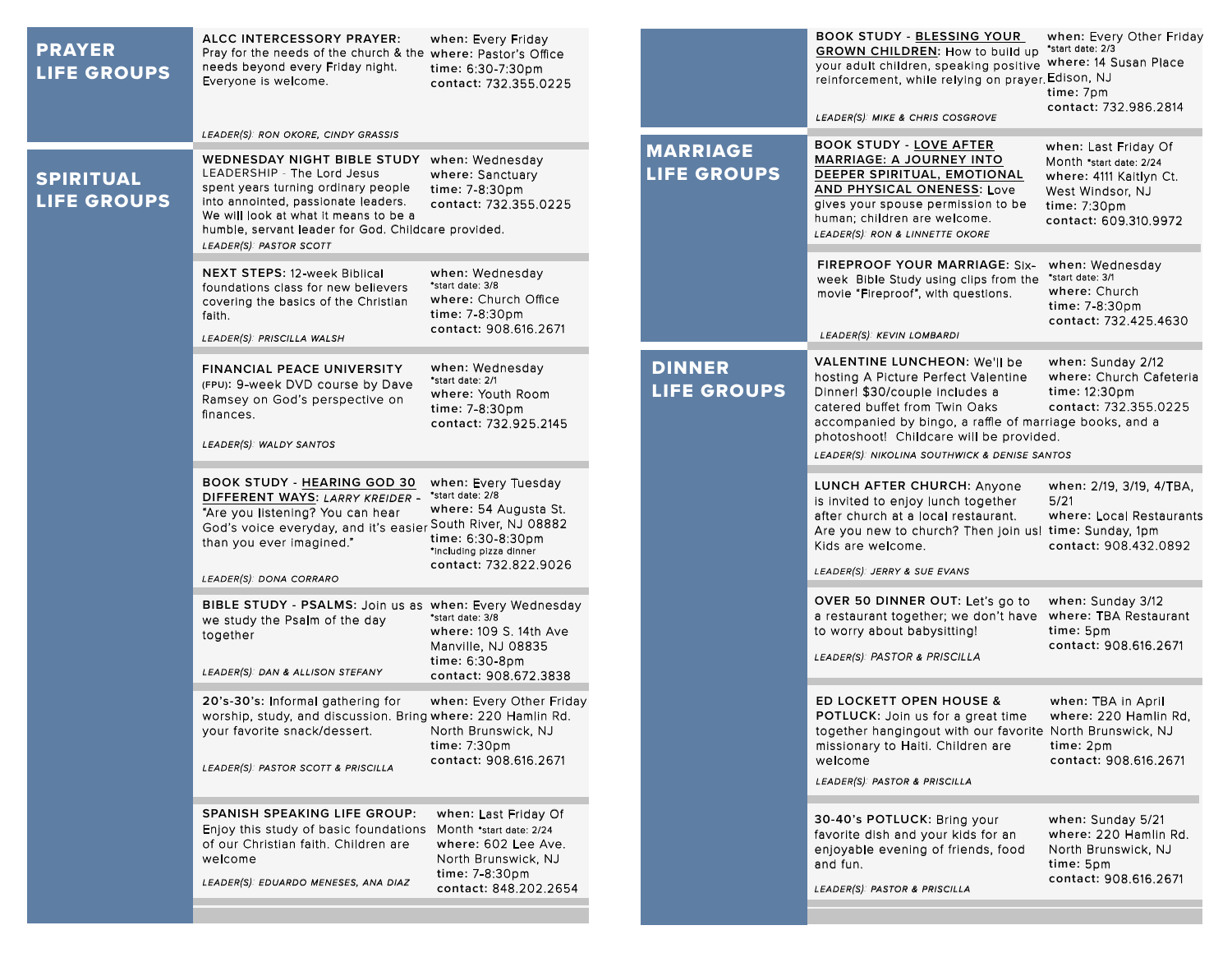## PRAYER LIFE GROUPS

**ALCC INTERCESSORY PRAYER:** Pray for the needs of the church & the needs beyond every Friday night. Everyone is welcome.

**when:** Every Friday
**where:** Pastor's Office
**time:** 6:30-7:30pm
**contact:** 732.355.0225

*LEADER(S): RON OKORE, CINDY GRASSIS*

## SPIRITUAL LIFE GROUPS

**WEDNESDAY NIGHT BIBLE STUDY** LEADERSHIP - The Lord Jesus spent years turning ordinary people into annointed, passionate leaders. We will look at what it means to be a humble, servant leader for God. Childcare provided.

**when:** Wednesday
**where:** Sanctuary
**time:** 7-8:30pm
**contact:** 732.355.0225

*LEADER(S): PASTOR SCOTT*

**NEXT STEPS:** 12-week Biblical foundations class for new believers covering the basics of the Christian faith.

**when:** Wednesday *start date: 3/8
**where:** Church Office
**time:** 7-8:30pm
**contact:** 908.616.2671

*LEADER(S): PRISCILLA WALSH*

**FINANCIAL PEACE UNIVERSITY** (FPU): 9-week DVD course by Dave Ramsey on God's perspective on finances.

**when:** Wednesday *start date: 2/1
**where:** Youth Room
**time:** 7-8:30pm
**contact:** 732.925.2145

*LEADER(S): WALDY SANTOS*

**BOOK STUDY - HEARING GOD 30 DIFFERENT WAYS:** *LARRY KREIDER* - "Are you listening? You can hear God's voice everyday, and it's easier than you ever imagined."

**when:** Every Tuesday *start date: 2/8
**where:** 54 Augusta St. South River, NJ 08882
**time:** 6:30-8:30pm *including pizza dinner
**contact:** 732.822.9026

*LEADER(S): DONA CORRARO*

**BIBLE STUDY - PSALMS:** Join us as we study the Psalm of the day together

**when:** Every Wednesday *start date: 3/8
**where:** 109 S. 14th Ave Manville, NJ 08835
**time:** 6:30-8pm
**contact:** 908.672.3838

*LEADER(S): DAN & ALLISON STEFANY*

**20's-30's:** Informal gathering for worship, study, and discussion. Bring your favorite snack/dessert.

**when:** Every Other Friday
**where:** 220 Hamlin Rd. North Brunswick, NJ
**time:** 7:30pm
**contact:** 908.616.2671

*LEADER(S): PASTOR SCOTT & PRISCILLA*

**SPANISH SPEAKING LIFE GROUP:** Enjoy this study of basic foundations of our Christian faith. Children are welcome

**when:** Last Friday Of Month *start date: 2/24
**where:** 602 Lee Ave. North Brunswick, NJ
**time:** 7-8:30pm
**contact:** 848.202.2654

*LEADER(S): EDUARDO MENESES, ANA DIAZ*

## MARRIAGE LIFE GROUPS

**BOOK STUDY - BLESSING YOUR GROWN CHILDREN:** How to build up your adult children, speaking positive reinforcement, while relying on prayer.

**when:** Every Other Friday *start date: 2/3
**where:** 14 Susan Place Edison, NJ
**time:** 7pm
**contact:** 732.986.2814

*LEADER(S): MIKE & CHRIS COSGROVE*

**BOOK STUDY - LOVE AFTER MARRIAGE: A JOURNEY INTO DEEPER SPIRITUAL, EMOTIONAL AND PHYSICAL ONENESS:** Love gives your spouse permission to be human; children are welcome.

**when:** Last Friday Of Month *start date: 2/24
**where:** 4111 Kaitlyn Ct. West Windsor, NJ
**time:** 7:30pm
**contact:** 609.310.9972

*LEADER(S): RON & LINNETTE OKORE*

**FIREPROOF YOUR MARRIAGE:** Six-week Bible Study using clips from the movie "Fireproof", with questions.

**when:** Wednesday *start date: 3/1
**where:** Church
**time:** 7-8:30pm
**contact:** 732.425.4630

*LEADER(S): KEVIN LOMBARDI*

## DINNER LIFE GROUPS

**VALENTINE LUNCHEON:** We'll be hosting A Picture Perfect Valentine Dinner! $30/couple includes a catered buffet from Twin Oaks accompanied by bingo, a raffle of marriage books, and a photoshoot! Childcare will be provided.

**when:** Sunday 2/12
**where:** Church Cafeteria
**time:** 12:30pm
**contact:** 732.355.0225

*LEADER(S): NIKOLINA SOUTHWICK & DENISE SANTOS*

**LUNCH AFTER CHURCH:** Anyone is invited to enjoy lunch together after church at a local restaurant. Are you new to church? Then join us! Kids are welcome.

**when:** 2/19, 3/19, 4/TBA, 5/21
**where:** Local Restaurants
**time:** Sunday, 1pm
**contact:** 908.432.0892

*LEADER(S): JERRY & SUE EVANS*

**OVER 50 DINNER OUT:** Let's go to a restaurant together; we don't have to worry about babysitting!

**when:** Sunday 3/12
**where:** TBA Restaurant
**time:** 5pm
**contact:** 908.616.2671

*LEADER(S): PASTOR & PRISCILLA*

**ED LOCKETT OPEN HOUSE & POTLUCK:** Join us for a great time together hangingout with our favorite missionary to Haiti. Children are welcome

**when:** TBA in April
**where:** 220 Hamlin Rd, North Brunswick, NJ
**time:** 2pm
**contact:** 908.616.2671

*LEADER(S): PASTOR & PRISCILLA*

**30-40's POTLUCK:** Bring your favorite dish and your kids for an enjoyable evening of friends, food and fun.

**when:** Sunday 5/21
**where:** 220 Hamlin Rd. North Brunswick, NJ
**time:** 5pm
**contact:** 908.616.2671

*LEADER(S): PASTOR & PRISCILLA*